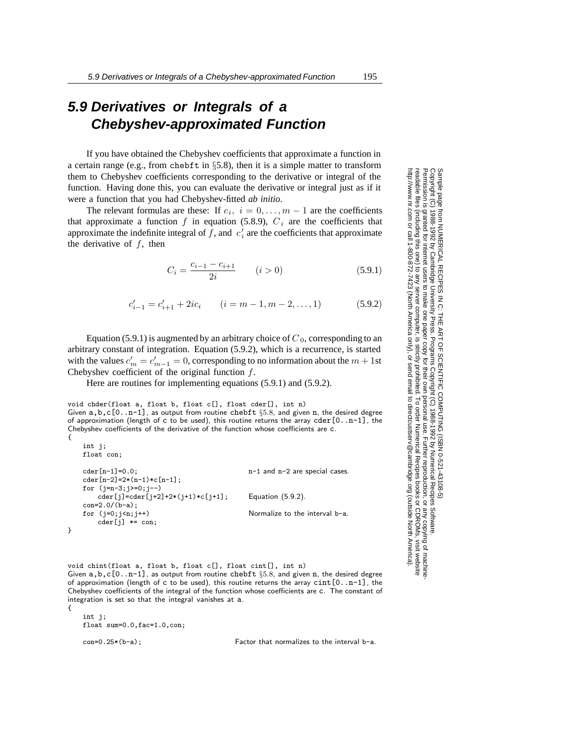# 5.9 Derivatives or Integrals of a Chebyshev-approximated Function

If you have obtained the Chebyshev coefficients that approximate a function in a certain range (e.g., from chebft in §5.8), then it is a simple matter to transform them to Chebyshev coefficients corresponding to the derivative or integral of the function. Having done this, you can evaluate the derivative or integral just as if it were a function that you had Chebyshev-fitted *ab initio*.

The relevant formulas are these: If $c_i,\ i = 0,\ldots,m-1$ are the coefficients that approximate a function $f$ in equation (5.8.9), $C_i$ are the coefficients that approximate the indefinite integral of $f$, and $c'_i$ are the coefficients that approximate the derivative of $f$, then

$$C_i = \frac{c_{i-1} - c_{i+1}}{2i} \qquad (i > 0) \tag{5.9.1}$$

$$c'_{i-1} = c'_{i+1} + 2ic_i \qquad (i = m-1, m-2, \ldots, 1) \tag{5.9.2}$$

Equation (5.9.1) is augmented by an arbitrary choice of $C_0$, corresponding to an arbitrary constant of integration. Equation (5.9.2), which is a recurrence, is started with the values $c'_m = c'_{m-1} = 0$, corresponding to no information about the $m+1$st Chebyshev coefficient of the original function $f$.

Here are routines for implementing equations (5.9.1) and (5.9.2).

```
void chder(float a, float b, float c[], float cder[], int n)
```
Given a,b,c[0..n-1], as output from routine chebft §5.8, and given n, the desired degree of approximation (length of c to be used), this routine returns the array cder[0..n-1], the Chebyshev coefficients of the derivative of the function whose coefficients are c.

```
{
    int j;
    float con;

    cder[n-1]=0.0;                                  n-1 and n-2 are special cases.
    cder[n-2]=2*(n-1)*c[n-1];
    for (j=n-3;j>=0;j--)
        cder[j]=cder[j+2]+2*(j+1)*c[j+1];           Equation (5.9.2).
    con=2.0/(b-a);
    for (j=0;j<n;j++)                               Normalize to the interval b-a.
        cder[j] *= con;
}
```

```
void chint(float a, float b, float c[], float cint[], int n)
```
Given a,b,c[0..n-1], as output from routine chebft §5.8, and given n, the desired degree of approximation (length of c to be used), this routine returns the array cint[0..n-1], the Chebyshev coefficients of the integral of the function whose coefficients are c. The constant of integration is set so that the integral vanishes at a.

```
{
    int j;
    float sum=0.0,fac=1.0,con;

    con=0.25*(b-a);                                 Factor that normalizes to the interval b-a.
```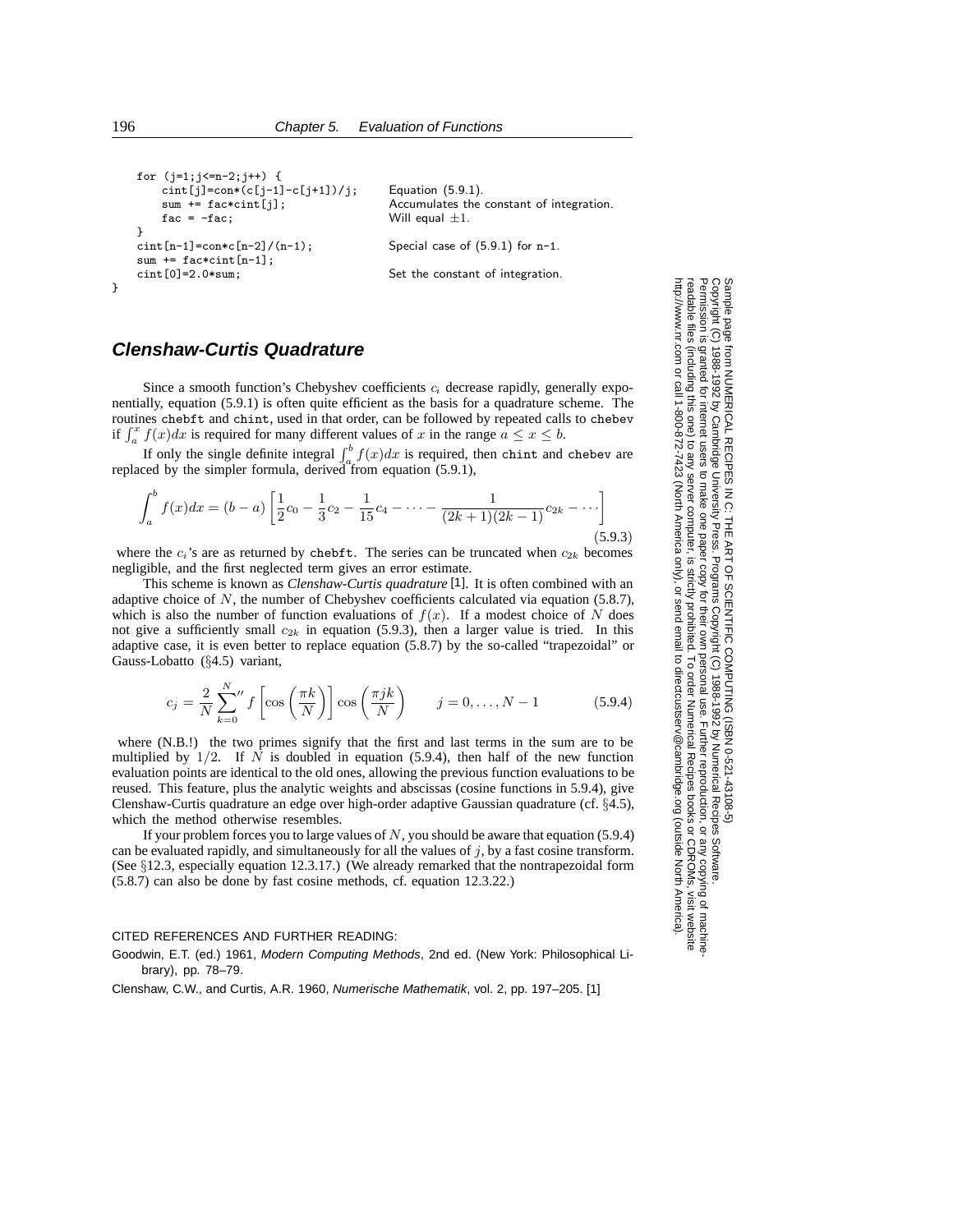```
    for (j=1;j<=n-2;j++) {
        cint[j]=con*(c[j-1]-c[j+1])/j;      Equation (5.9.1).
        sum += fac*cint[j];                 Accumulates the constant of integration.
        fac = -fac;                         Will equal ±1.
    }
    cint[n-1]=con*c[n-2]/(n-1);             Special case of (5.9.1) for n-1.
    sum += fac*cint[n-1];
    cint[0]=2.0*sum;                        Set the constant of integration.
}
```

## Clenshaw-Curtis Quadrature

Since a smooth function's Chebyshev coefficients $c_i$ decrease rapidly, generally exponentially, equation (5.9.1) is often quite efficient as the basis for a quadrature scheme. The routines chebft and chint, used in that order, can be followed by repeated calls to chebev if $\int_a^x f(x)dx$ is required for many different values of $x$ in the range $a \leq x \leq b$.

If only the single definite integral $\int_a^b f(x)dx$ is required, then chint and chebev are replaced by the simpler formula, derived from equation (5.9.1),

$$\int_a^b f(x)dx = (b-a)\left[\frac{1}{2}c_0 - \frac{1}{3}c_2 - \frac{1}{15}c_4 - \cdots - \frac{1}{(2k+1)(2k-1)}c_{2k} - \cdots\right] \tag{5.9.3}$$

where the $c_i$'s are as returned by chebft. The series can be truncated when $c_{2k}$ becomes negligible, and the first neglected term gives an error estimate.

This scheme is known as *Clenshaw-Curtis quadrature* [1]. It is often combined with an adaptive choice of $N$, the number of Chebyshev coefficients calculated via equation (5.8.7), which is also the number of function evaluations of $f(x)$. If a modest choice of $N$ does not give a sufficiently small $c_{2k}$ in equation (5.9.3), then a larger value is tried. In this adaptive case, it is even better to replace equation (5.8.7) by the so-called "trapezoidal" or Gauss-Lobatto (§4.5) variant,

$$c_j = \frac{2}{N}\sum_{k=0}^{N}{}'' f\left[\cos\left(\frac{\pi k}{N}\right)\right]\cos\left(\frac{\pi jk}{N}\right) \qquad j = 0,\ldots,N-1 \tag{5.9.4}$$

where (N.B.!) the two primes signify that the first and last terms in the sum are to be multiplied by $1/2$. If $N$ is doubled in equation (5.9.4), then half of the new function evaluation points are identical to the old ones, allowing the previous function evaluations to be reused. This feature, plus the analytic weights and abscissas (cosine functions in 5.9.4), give Clenshaw-Curtis quadrature an edge over high-order adaptive Gaussian quadrature (cf. §4.5), which the method otherwise resembles.

If your problem forces you to large values of $N$, you should be aware that equation (5.9.4) can be evaluated rapidly, and simultaneously for all the values of $j$, by a fast cosine transform. (See §12.3, especially equation 12.3.17.) (We already remarked that the nontrapezoidal form (5.8.7) can also be done by fast cosine methods, cf. equation 12.3.22.)

CITED REFERENCES AND FURTHER READING:

Goodwin, E.T. (ed.) 1961, *Modern Computing Methods*, 2nd ed. (New York: Philosophical Library), pp. 78–79.

Clenshaw, C.W., and Curtis, A.R. 1960, *Numerische Mathematik*, vol. 2, pp. 197–205. [1]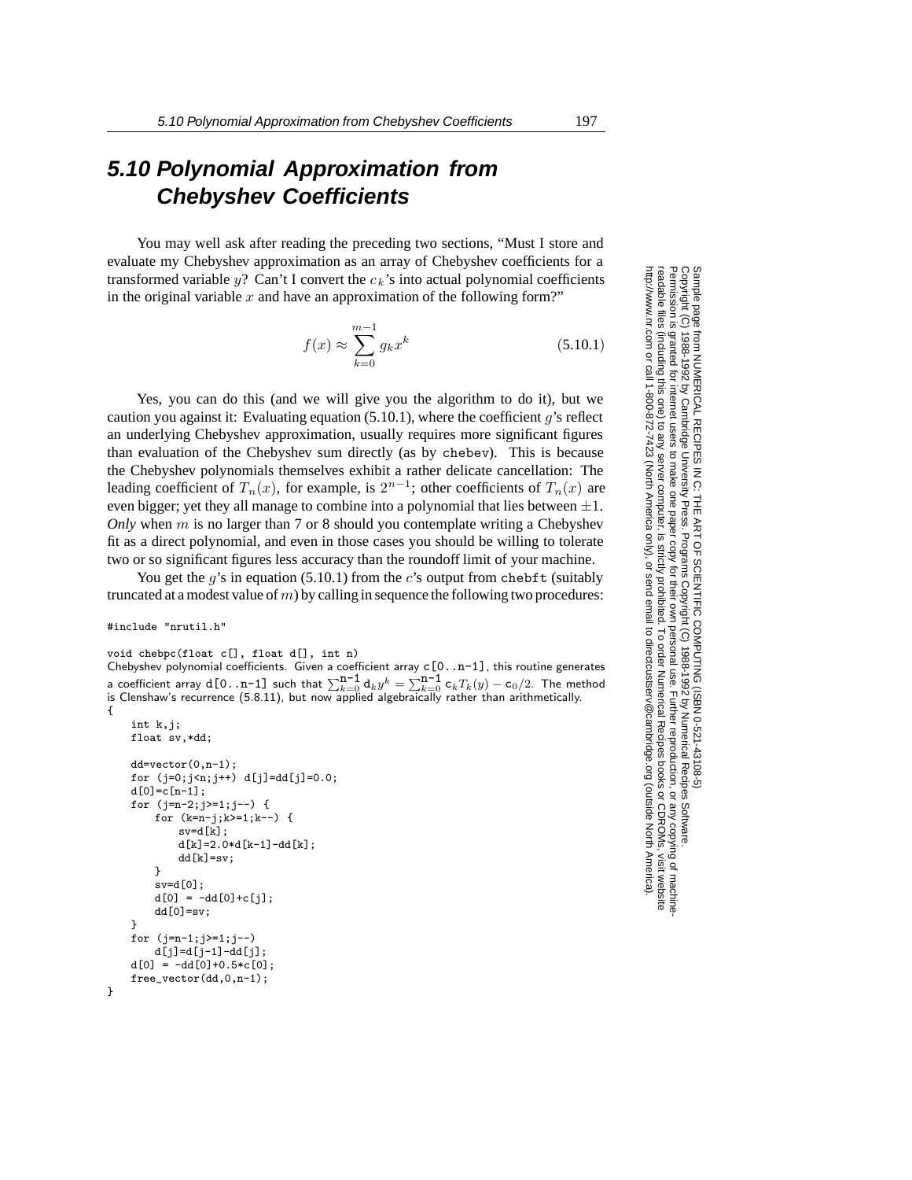# 5.10 Polynomial Approximation from Chebyshev Coefficients

You may well ask after reading the preceding two sections, "Must I store and evaluate my Chebyshev approximation as an array of Chebyshev coefficients for a transformed variable $y$? Can't I convert the $c_k$'s into actual polynomial coefficients in the original variable $x$ and have an approximation of the following form?"

$$f(x) \approx \sum_{k=0}^{m-1} g_k x^k \tag{5.10.1}$$

Yes, you can do this (and we will give you the algorithm to do it), but we caution you against it: Evaluating equation (5.10.1), where the coefficient $g$'s reflect an underlying Chebyshev approximation, usually requires more significant figures than evaluation of the Chebyshev sum directly (as by chebev). This is because the Chebyshev polynomials themselves exhibit a rather delicate cancellation: The leading coefficient of $T_n(x)$, for example, is $2^{n-1}$; other coefficients of $T_n(x)$ are even bigger; yet they all manage to combine into a polynomial that lies between $\pm 1$. *Only* when $m$ is no larger than 7 or 8 should you contemplate writing a Chebyshev fit as a direct polynomial, and even in those cases you should be willing to tolerate two or so significant figures less accuracy than the roundoff limit of your machine.

You get the $g$'s in equation (5.10.1) from the $c$'s output from chebft (suitably truncated at a modest value of $m$) by calling in sequence the following two procedures:

```
#include "nrutil.h"

void chebpc(float c[], float d[], int n)
```

Chebyshev polynomial coefficients. Given a coefficient array c[0..n-1], this routine generates a coefficient array d[0..n-1] such that $\sum_{k=0}^{n-1} d_k y^k = \sum_{k=0}^{n-1} c_k T_k(y) - c_0/2$. The method is Clenshaw's recurrence (5.8.11), but now applied algebraically rather than arithmetically.

```
{
    int k,j;
    float sv,*dd;

    dd=vector(0,n-1);
    for (j=0;j<n;j++) d[j]=dd[j]=0.0;
    d[0]=c[n-1];
    for (j=n-2;j>=1;j--) {
        for (k=n-j;k>=1;k--) {
            sv=d[k];
            d[k]=2.0*d[k-1]-dd[k];
            dd[k]=sv;
        }
        sv=d[0];
        d[0] = -dd[0]+c[j];
        dd[0]=sv;
    }
    for (j=n-1;j>=1;j--)
        d[j]=d[j-1]-dd[j];
    d[0] = -dd[0]+0.5*c[0];
    free_vector(dd,0,n-1);
}
```